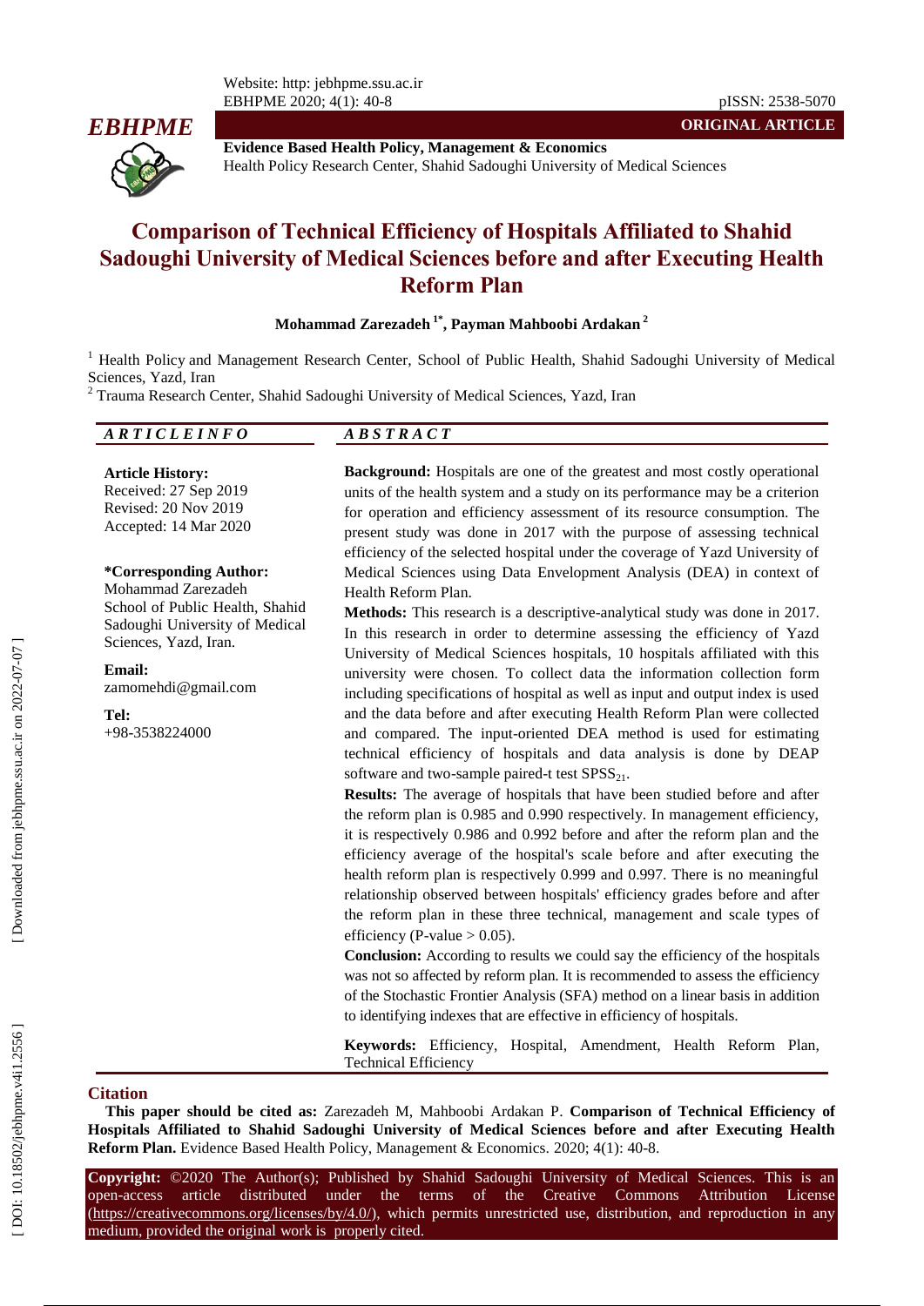**ORIGINAL ARTICLE**

**Evidence Based Health Policy, Management & Economics**
Health Policy Research Center, Shahid Sadoughi University of Medical Sciences

# Comparison of Technical Efficiency of Hospitals Affiliated to Shahid Sadoughi University of Medical Sciences before and after Executing Health Reform Plan

**Mohammad Zarezadeh [1*], Payman Mahboobi Ardakan [2]**

[1] Health Policy and Management Research Center, School of Public Health, Shahid Sadoughi University of Medical Sciences, Yazd, Iran
[2] Trauma Research Center, Shahid Sadoughi University of Medical Sciences, Yazd, Iran

## ARTICLE INFO

**Article History:**
Received: 27 Sep 2019
Revised: 20 Nov 2019
Accepted: 14 Mar 2020

**\*Corresponding Author:**
Mohammad Zarezadeh
School of Public Health, Shahid Sadoughi University of Medical Sciences, Yazd, Iran.

**Email:**
zamomehdi@gmail.com

**Tel:**
+98-3538224000

## ABSTRACT

**Background:** Hospitals are one of the greatest and most costly operational units of the health system and a study on its performance may be a criterion for operation and efficiency assessment of its resource consumption. The present study was done in 2017 with the purpose of assessing technical efficiency of the selected hospital under the coverage of Yazd University of Medical Sciences using Data Envelopment Analysis (DEA) in context of Health Reform Plan.

**Methods:** This research is a descriptive-analytical study was done in 2017. In this research in order to determine assessing the efficiency of Yazd University of Medical Sciences hospitals, 10 hospitals affiliated with this university were chosen. To collect data the information collection form including specifications of hospital as well as input and output index is used and the data before and after executing Health Reform Plan were collected and compared. The input-oriented DEA method is used for estimating technical efficiency of hospitals and data analysis is done by DEAP software and two-sample paired-t test $SPSS_{21}$.

**Results:** The average of hospitals that have been studied before and after the reform plan is 0.985 and 0.990 respectively. In management efficiency, it is respectively 0.986 and 0.992 before and after the reform plan and the efficiency average of the hospital's scale before and after executing the health reform plan is respectively 0.999 and 0.997. There is no meaningful relationship observed between hospitals' efficiency grades before and after the reform plan in these three technical, management and scale types of efficiency (P-value > 0.05).

**Conclusion:** According to results we could say the efficiency of the hospitals was not so affected by reform plan. It is recommended to assess the efficiency of the Stochastic Frontier Analysis (SFA) method on a linear basis in addition to identifying indexes that are effective in efficiency of hospitals.

**Keywords:** Efficiency, Hospital, Amendment, Health Reform Plan, Technical Efficiency

## Citation

**This paper should be cited as:** Zarezadeh M, Mahboobi Ardakan P. **Comparison of Technical Efficiency of Hospitals Affiliated to Shahid Sadoughi University of Medical Sciences before and after Executing Health Reform Plan.** Evidence Based Health Policy, Management & Economics. 2020; 4(1): 40-8.

**Copyright:** ©2020 The Author(s); Published by Shahid Sadoughi University of Medical Sciences. This is an open-access article distributed under the terms of the Creative Commons Attribution License (https://creativecommons.org/licenses/by/4.0/), which permits unrestricted use, distribution, and reproduction in any medium, provided the original work is properly cited.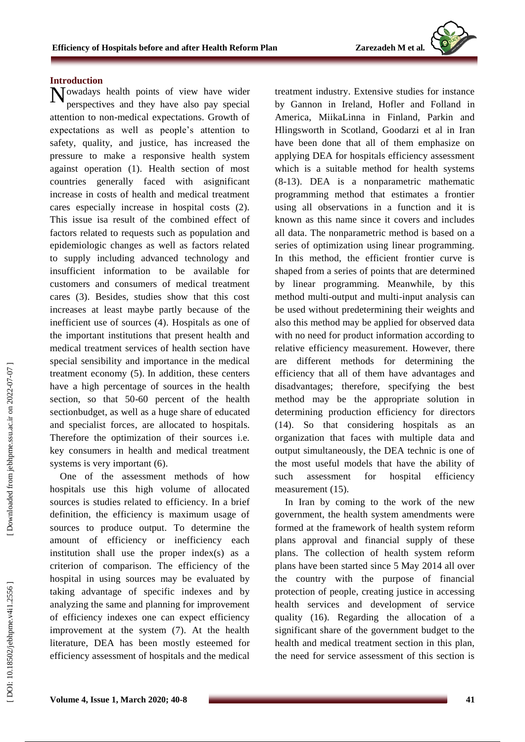## Introduction

Nowadays health points of view have wider perspectives and they have also pay special attention to non-medical expectations. Growth of expectations as well as people's attention to safety, quality, and justice, has increased the pressure to make a responsive health system against operation (1). Health section of most countries generally faced with asignificant increase in costs of health and medical treatment cares especially increase in hospital costs (2). This issue isa result of the combined effect of factors related to requests such as population and epidemiologic changes as well as factors related to supply including advanced technology and insufficient information to be available for customers and consumers of medical treatment cares (3). Besides, studies show that this cost increases at least maybe partly because of the inefficient use of sources (4). Hospitals as one of the important institutions that present health and medical treatment services of health section have special sensibility and importance in the medical treatment economy (5). In addition, these centers have a high percentage of sources in the health section, so that 50-60 percent of the health sectionbudget, as well as a huge share of educated and specialist forces, are allocated to hospitals. Therefore the optimization of their sources i.e. key consumers in health and medical treatment systems is very important (6).

One of the assessment methods of how hospitals use this high volume of allocated sources is studies related to efficiency. In a brief definition, the efficiency is maximum usage of sources to produce output. To determine the amount of efficiency or inefficiency each institution shall use the proper index(s) as a criterion of comparison. The efficiency of the hospital in using sources may be evaluated by taking advantage of specific indexes and by analyzing the same and planning for improvement of efficiency indexes one can expect efficiency improvement at the system (7). At the health literature, DEA has been mostly esteemed for efficiency assessment of hospitals and the medical treatment industry. Extensive studies for instance by Gannon in Ireland, Hofler and Folland in America, MiikaLinna in Finland, Parkin and Hlingsworth in Scotland, Goodarzi et al in Iran have been done that all of them emphasize on applying DEA for hospitals efficiency assessment which is a suitable method for health systems (8-13). DEA is a nonparametric mathematic programming method that estimates a frontier using all observations in a function and it is known as this name since it covers and includes all data. The nonparametric method is based on a series of optimization using linear programming. In this method, the efficient frontier curve is shaped from a series of points that are determined by linear programming. Meanwhile, by this method multi-output and multi-input analysis can be used without predetermining their weights and also this method may be applied for observed data with no need for product information according to relative efficiency measurement. However, there are different methods for determining the efficiency that all of them have advantages and disadvantages; therefore, specifying the best method may be the appropriate solution in determining production efficiency for directors (14). So that considering hospitals as an organization that faces with multiple data and output simultaneously, the DEA technic is one of the most useful models that have the ability of such assessment for hospital efficiency measurement (15).

In Iran by coming to the work of the new government, the health system amendments were formed at the framework of health system reform plans approval and financial supply of these plans. The collection of health system reform plans have been started since 5 May 2014 all over the country with the purpose of financial protection of people, creating justice in accessing health services and development of service quality (16). Regarding the allocation of a significant share of the government budget to the health and medical treatment section in this plan, the need for service assessment of this section is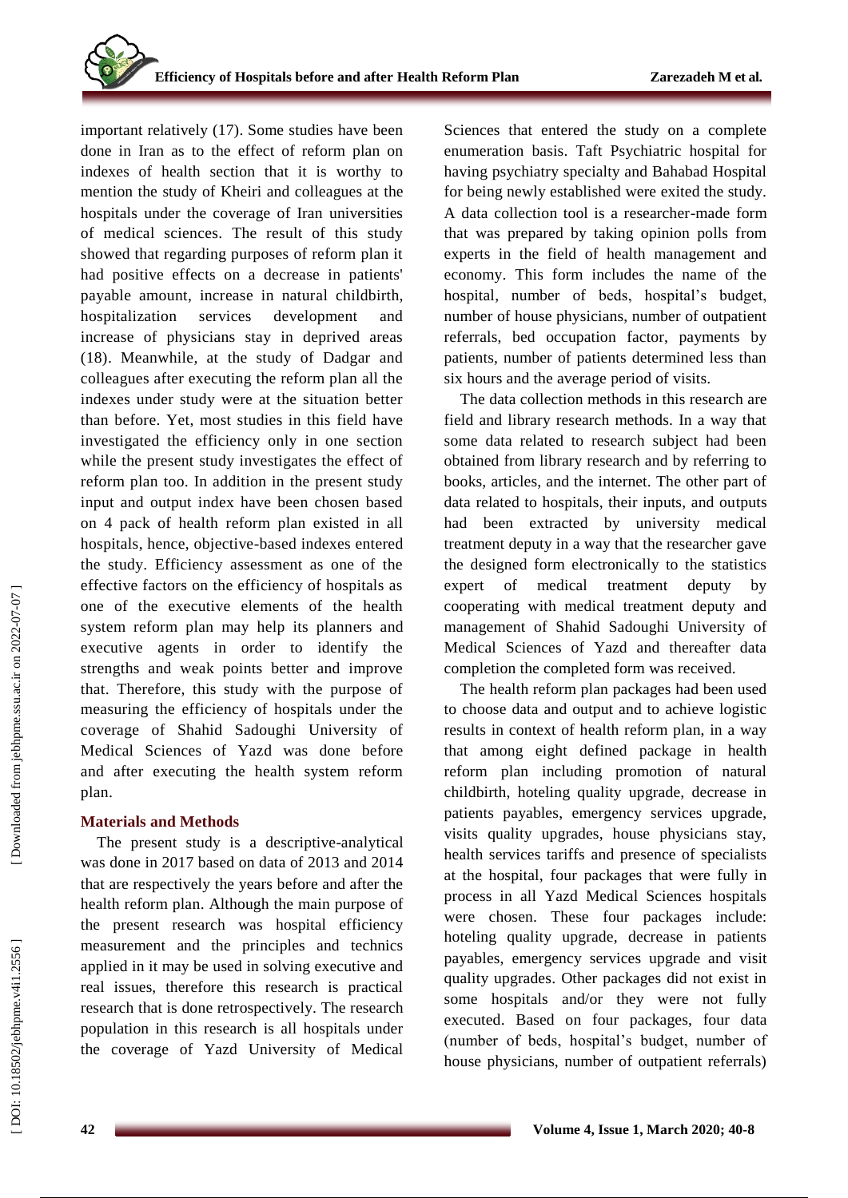important relatively (17). Some studies have been done in Iran as to the effect of reform plan on indexes of health section that it is worthy to mention the study of Kheiri and colleagues at the hospitals under the coverage of Iran universities of medical sciences. The result of this study showed that regarding purposes of reform plan it had positive effects on a decrease in patients' payable amount, increase in natural childbirth, hospitalization services development and increase of physicians stay in deprived areas (18). Meanwhile, at the study of Dadgar and colleagues after executing the reform plan all the indexes under study were at the situation better than before. Yet, most studies in this field have investigated the efficiency only in one section while the present study investigates the effect of reform plan too. In addition in the present study input and output index have been chosen based on 4 pack of health reform plan existed in all hospitals, hence, objective-based indexes entered the study. Efficiency assessment as one of the effective factors on the efficiency of hospitals as one of the executive elements of the health system reform plan may help its planners and executive agents in order to identify the strengths and weak points better and improve that. Therefore, this study with the purpose of measuring the efficiency of hospitals under the coverage of Shahid Sadoughi University of Medical Sciences of Yazd was done before and after executing the health system reform plan.

## Materials and Methods

The present study is a descriptive-analytical was done in 2017 based on data of 2013 and 2014 that are respectively the years before and after the health reform plan. Although the main purpose of the present research was hospital efficiency measurement and the principles and technics applied in it may be used in solving executive and real issues, therefore this research is practical research that is done retrospectively. The research population in this research is all hospitals under the coverage of Yazd University of Medical Sciences that entered the study on a complete enumeration basis. Taft Psychiatric hospital for having psychiatry specialty and Bahabad Hospital for being newly established were exited the study. A data collection tool is a researcher-made form that was prepared by taking opinion polls from experts in the field of health management and economy. This form includes the name of the hospital, number of beds, hospital's budget, number of house physicians, number of outpatient referrals, bed occupation factor, payments by patients, number of patients determined less than six hours and the average period of visits.

The data collection methods in this research are field and library research methods. In a way that some data related to research subject had been obtained from library research and by referring to books, articles, and the internet. The other part of data related to hospitals, their inputs, and outputs had been extracted by university medical treatment deputy in a way that the researcher gave the designed form electronically to the statistics expert of medical treatment deputy by cooperating with medical treatment deputy and management of Shahid Sadoughi University of Medical Sciences of Yazd and thereafter data completion the completed form was received.

The health reform plan packages had been used to choose data and output and to achieve logistic results in context of health reform plan, in a way that among eight defined package in health reform plan including promotion of natural childbirth, hoteling quality upgrade, decrease in patients payables, emergency services upgrade, visits quality upgrades, house physicians stay, health services tariffs and presence of specialists at the hospital, four packages that were fully in process in all Yazd Medical Sciences hospitals were chosen. These four packages include: hoteling quality upgrade, decrease in patients payables, emergency services upgrade and visit quality upgrades. Other packages did not exist in some hospitals and/or they were not fully executed. Based on four packages, four data (number of beds, hospital's budget, number of house physicians, number of outpatient referrals)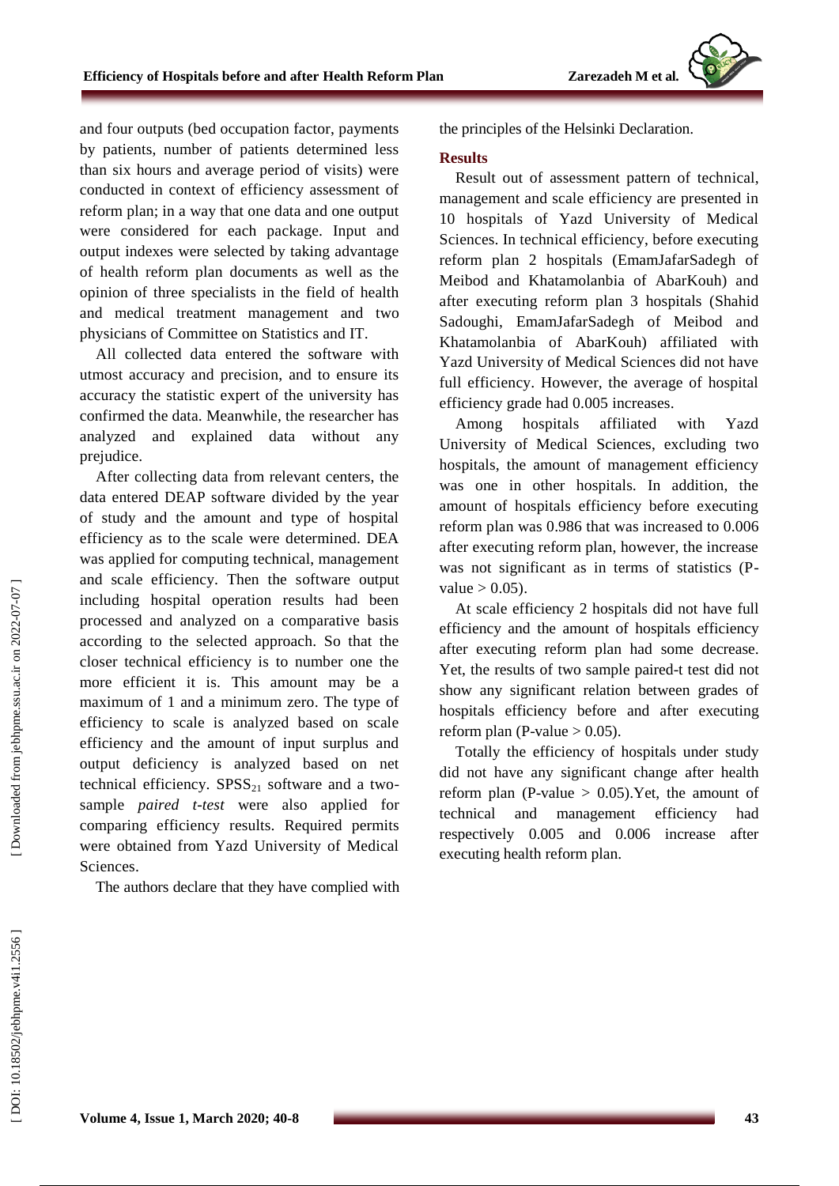and four outputs (bed occupation factor, payments by patients, number of patients determined less than six hours and average period of visits) were conducted in context of efficiency assessment of reform plan; in a way that one data and one output were considered for each package. Input and output indexes were selected by taking advantage of health reform plan documents as well as the opinion of three specialists in the field of health and medical treatment management and two physicians of Committee on Statistics and IT.

All collected data entered the software with utmost accuracy and precision, and to ensure its accuracy the statistic expert of the university has confirmed the data. Meanwhile, the researcher has analyzed and explained data without any prejudice.

After collecting data from relevant centers, the data entered DEAP software divided by the year of study and the amount and type of hospital efficiency as to the scale were determined. DEA was applied for computing technical, management and scale efficiency. Then the software output including hospital operation results had been processed and analyzed on a comparative basis according to the selected approach. So that the closer technical efficiency is to number one the more efficient it is. This amount may be a maximum of 1 and a minimum zero. The type of efficiency to scale is analyzed based on scale efficiency and the amount of input surplus and output deficiency is analyzed based on net technical efficiency. $SPSS_{21}$ software and a two-sample *paired t-test* were also applied for comparing efficiency results. Required permits were obtained from Yazd University of Medical Sciences.

The authors declare that they have complied with the principles of the Helsinki Declaration.

## Results

Result out of assessment pattern of technical, management and scale efficiency are presented in 10 hospitals of Yazd University of Medical Sciences. In technical efficiency, before executing reform plan 2 hospitals (EmamJafarSadegh of Meibod and Khatamolanbia of AbarKouh) and after executing reform plan 3 hospitals (Shahid Sadoughi, EmamJafarSadegh of Meibod and Khatamolanbia of AbarKouh) affiliated with Yazd University of Medical Sciences did not have full efficiency. However, the average of hospital efficiency grade had 0.005 increases.

Among hospitals affiliated with Yazd University of Medical Sciences, excluding two hospitals, the amount of management efficiency was one in other hospitals. In addition, the amount of hospitals efficiency before executing reform plan was 0.986 that was increased to 0.006 after executing reform plan, however, the increase was not significant as in terms of statistics (P-value > 0.05).

At scale efficiency 2 hospitals did not have full efficiency and the amount of hospitals efficiency after executing reform plan had some decrease. Yet, the results of two sample paired-t test did not show any significant relation between grades of hospitals efficiency before and after executing reform plan (P-value > 0.05).

Totally the efficiency of hospitals under study did not have any significant change after health reform plan (P-value > 0.05).Yet, the amount of technical and management efficiency had respectively 0.005 and 0.006 increase after executing health reform plan.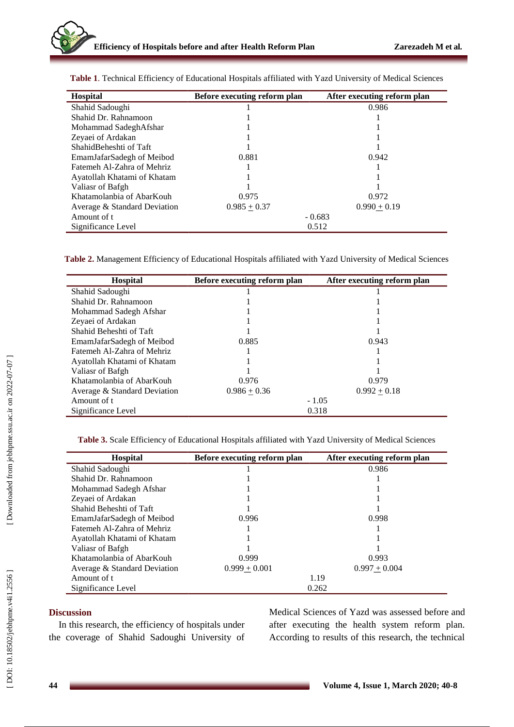**Table 1**. Technical Efficiency of Educational Hospitals affiliated with Yazd University of Medical Sciences

| Hospital | Before executing reform plan | After executing reform plan |
|---|---|---|
| Shahid Sadoughi | 1 | 0.986 |
| Shahid Dr. Rahnamoon | 1 | 1 |
| Mohammad SadeghAfshar | 1 | 1 |
| Zeyaei of Ardakan | 1 | 1 |
| ShahidBeheshti of Taft | 1 | 1 |
| EmamJafarSadegh of Meibod | 0.881 | 0.942 |
| Fatemeh Al-Zahra of Mehriz | 1 | 1 |
| Ayatollah Khatami of Khatam | 1 | 1 |
| Valiasr of Bafgh | 1 | 1 |
| Khatamolanbia of AbarKouh | 0.975 | 0.972 |
| Average & Standard Deviation | 0.985 ± 0.37 | 0.990 ± 0.19 |
| Amount of t | - 0.683 | |
| Significance Level | 0.512 | |

**Table 2.** Management Efficiency of Educational Hospitals affiliated with Yazd University of Medical Sciences

| Hospital | Before executing reform plan | After executing reform plan |
|---|---|---|
| Shahid Sadoughi | 1 | 1 |
| Shahid Dr. Rahnamoon | 1 | 1 |
| Mohammad Sadegh Afshar | 1 | 1 |
| Zeyaei of Ardakan | 1 | 1 |
| Shahid Beheshti of Taft | 1 | 1 |
| EmamJafarSadegh of Meibod | 0.885 | 0.943 |
| Fatemeh Al-Zahra of Mehriz | 1 | 1 |
| Ayatollah Khatami of Khatam | 1 | 1 |
| Valiasr of Bafgh | 1 | 1 |
| Khatamolanbia of AbarKouh | 0.976 | 0.979 |
| Average & Standard Deviation | 0.986 ± 0.36 | 0.992 ± 0.18 |
| Amount of t | - 1.05 | |
| Significance Level | 0.318 | |

**Table 3.** Scale Efficiency of Educational Hospitals affiliated with Yazd University of Medical Sciences

| Hospital | Before executing reform plan | After executing reform plan |
|---|---|---|
| Shahid Sadoughi | 1 | 0.986 |
| Shahid Dr. Rahnamoon | 1 | 1 |
| Mohammad Sadegh Afshar | 1 | 1 |
| Zeyaei of Ardakan | 1 | 1 |
| Shahid Beheshti of Taft | 1 | 1 |
| EmamJafarSadegh of Meibod | 0.996 | 0.998 |
| Fatemeh Al-Zahra of Mehriz | 1 | 1 |
| Ayatollah Khatami of Khatam | 1 | 1 |
| Valiasr of Bafgh | 1 | 1 |
| Khatamolanbia of AbarKouh | 0.999 | 0.993 |
| Average & Standard Deviation | 0.999 ± 0.001 | 0.997 ± 0.004 |
| Amount of t | 1.19 | |
| Significance Level | 0.262 | |

## Discussion

In this research, the efficiency of hospitals under the coverage of Shahid Sadoughi University of Medical Sciences of Yazd was assessed before and after executing the health system reform plan. According to results of this research, the technical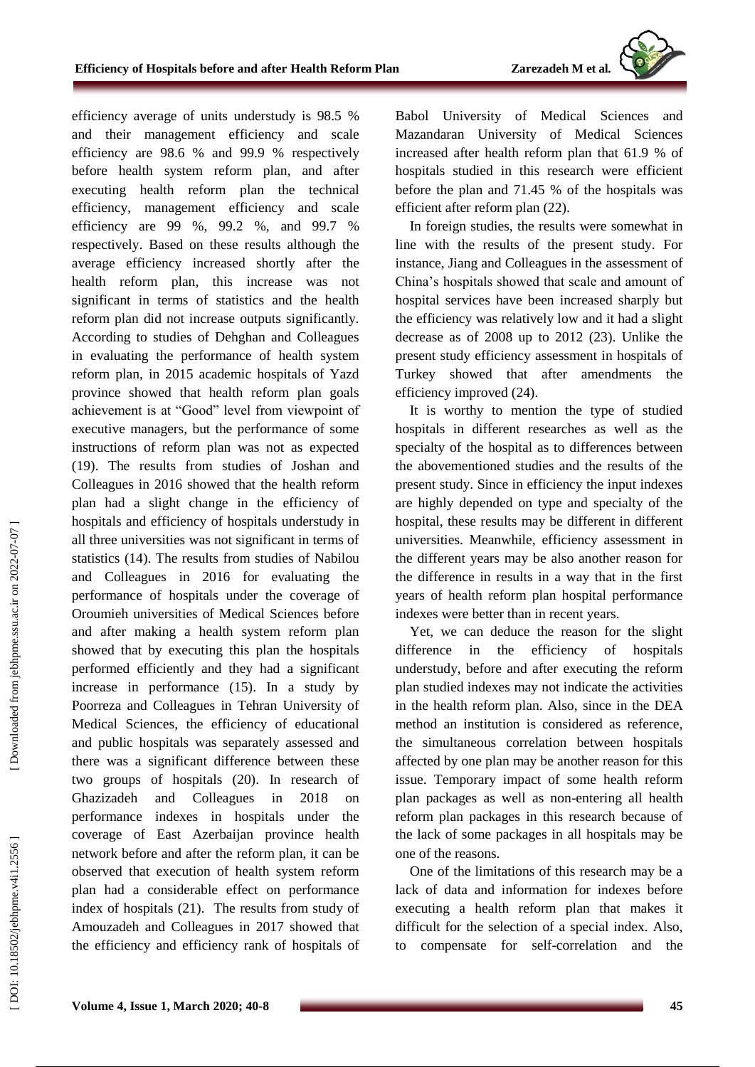efficiency average of units understudy is 98.5 % and their management efficiency and scale efficiency are 98.6 % and 99.9 % respectively before health system reform plan, and after executing health reform plan the technical efficiency, management efficiency and scale efficiency are 99 %, 99.2 %, and 99.7 % respectively. Based on these results although the average efficiency increased shortly after the health reform plan, this increase was not significant in terms of statistics and the health reform plan did not increase outputs significantly. According to studies of Dehghan and Colleagues in evaluating the performance of health system reform plan, in 2015 academic hospitals of Yazd province showed that health reform plan goals achievement is at "Good" level from viewpoint of executive managers, but the performance of some instructions of reform plan was not as expected (19). The results from studies of Joshan and Colleagues in 2016 showed that the health reform plan had a slight change in the efficiency of hospitals and efficiency of hospitals understudy in all three universities was not significant in terms of statistics (14). The results from studies of Nabilou and Colleagues in 2016 for evaluating the performance of hospitals under the coverage of Oroumieh universities of Medical Sciences before and after making a health system reform plan showed that by executing this plan the hospitals performed efficiently and they had a significant increase in performance (15). In a study by Poorreza and Colleagues in Tehran University of Medical Sciences, the efficiency of educational and public hospitals was separately assessed and there was a significant difference between these two groups of hospitals (20). In research of Ghazizadeh and Colleagues in 2018 on performance indexes in hospitals under the coverage of East Azerbaijan province health network before and after the reform plan, it can be observed that execution of health system reform plan had a considerable effect on performance index of hospitals (21). The results from study of Amouzadeh and Colleagues in 2017 showed that the efficiency and efficiency rank of hospitals of Babol University of Medical Sciences and Mazandaran University of Medical Sciences increased after health reform plan that 61.9 % of hospitals studied in this research were efficient before the plan and 71.45 % of the hospitals was efficient after reform plan (22).

In foreign studies, the results were somewhat in line with the results of the present study. For instance, Jiang and Colleagues in the assessment of China's hospitals showed that scale and amount of hospital services have been increased sharply but the efficiency was relatively low and it had a slight decrease as of 2008 up to 2012 (23). Unlike the present study efficiency assessment in hospitals of Turkey showed that after amendments the efficiency improved (24).

It is worthy to mention the type of studied hospitals in different researches as well as the specialty of the hospital as to differences between the abovementioned studies and the results of the present study. Since in efficiency the input indexes are highly depended on type and specialty of the hospital, these results may be different in different universities. Meanwhile, efficiency assessment in the different years may be also another reason for the difference in results in a way that in the first years of health reform plan hospital performance indexes were better than in recent years.

Yet, we can deduce the reason for the slight difference in the efficiency of hospitals understudy, before and after executing the reform plan studied indexes may not indicate the activities in the health reform plan. Also, since in the DEA method an institution is considered as reference, the simultaneous correlation between hospitals affected by one plan may be another reason for this issue. Temporary impact of some health reform plan packages as well as non-entering all health reform plan packages in this research because of the lack of some packages in all hospitals may be one of the reasons.

One of the limitations of this research may be a lack of data and information for indexes before executing a health reform plan that makes it difficult for the selection of a special index. Also, to compensate for self-correlation and the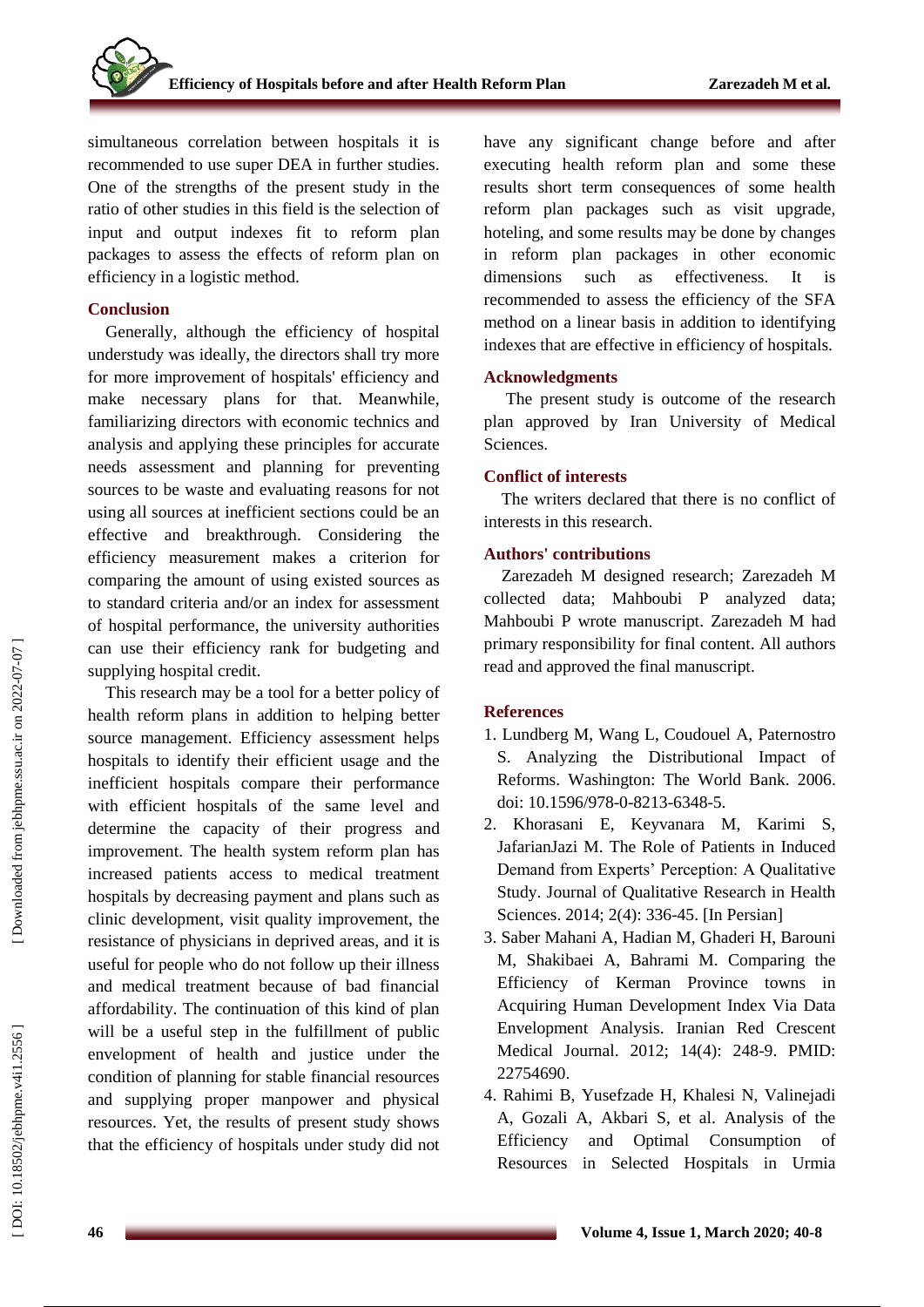simultaneous correlation between hospitals it is recommended to use super DEA in further studies. One of the strengths of the present study in the ratio of other studies in this field is the selection of input and output indexes fit to reform plan packages to assess the effects of reform plan on efficiency in a logistic method.

## Conclusion

Generally, although the efficiency of hospital understudy was ideally, the directors shall try more for more improvement of hospitals' efficiency and make necessary plans for that. Meanwhile, familiarizing directors with economic technics and analysis and applying these principles for accurate needs assessment and planning for preventing sources to be waste and evaluating reasons for not using all sources at inefficient sections could be an effective and breakthrough. Considering the efficiency measurement makes a criterion for comparing the amount of using existed sources as to standard criteria and/or an index for assessment of hospital performance, the university authorities can use their efficiency rank for budgeting and supplying hospital credit.

This research may be a tool for a better policy of health reform plans in addition to helping better source management. Efficiency assessment helps hospitals to identify their efficient usage and the inefficient hospitals compare their performance with efficient hospitals of the same level and determine the capacity of their progress and improvement. The health system reform plan has increased patients access to medical treatment hospitals by decreasing payment and plans such as clinic development, visit quality improvement, the resistance of physicians in deprived areas, and it is useful for people who do not follow up their illness and medical treatment because of bad financial affordability. The continuation of this kind of plan will be a useful step in the fulfillment of public envelopment of health and justice under the condition of planning for stable financial resources and supplying proper manpower and physical resources. Yet, the results of present study shows that the efficiency of hospitals under study did not have any significant change before and after executing health reform plan and some these results short term consequences of some health reform plan packages such as visit upgrade, hoteling, and some results may be done by changes in reform plan packages in other economic dimensions such as effectiveness. It is recommended to assess the efficiency of the SFA method on a linear basis in addition to identifying indexes that are effective in efficiency of hospitals.

## Acknowledgments

The present study is outcome of the research plan approved by Iran University of Medical Sciences.

## Conflict of interests

The writers declared that there is no conflict of interests in this research.

## Authors' contributions

Zarezadeh M designed research; Zarezadeh M collected data; Mahboubi P analyzed data; Mahboubi P wrote manuscript. Zarezadeh M had primary responsibility for final content. All authors read and approved the final manuscript.

## References

1. Lundberg M, Wang L, Coudouel A, Paternostro S. Analyzing the Distributional Impact of Reforms. Washington: The World Bank. 2006. doi: 10.1596/978-0-8213-6348-5.
2. Khorasani E, Keyvanara M, Karimi S, JafarianJazi M. The Role of Patients in Induced Demand from Experts' Perception: A Qualitative Study. Journal of Qualitative Research in Health Sciences. 2014; 2(4): 336-45. [In Persian]
3. Saber Mahani A, Hadian M, Ghaderi H, Barouni M, Shakibaei A, Bahrami M. Comparing the Efficiency of Kerman Province towns in Acquiring Human Development Index Via Data Envelopment Analysis. Iranian Red Crescent Medical Journal. 2012; 14(4): 248-9. PMID: 22754690.
4. Rahimi B, Yusefzade H, Khalesi N, Valinejadi A, Gozali A, Akbari S, et al. Analysis of the Efficiency and Optimal Consumption of Resources in Selected Hospitals in Urmia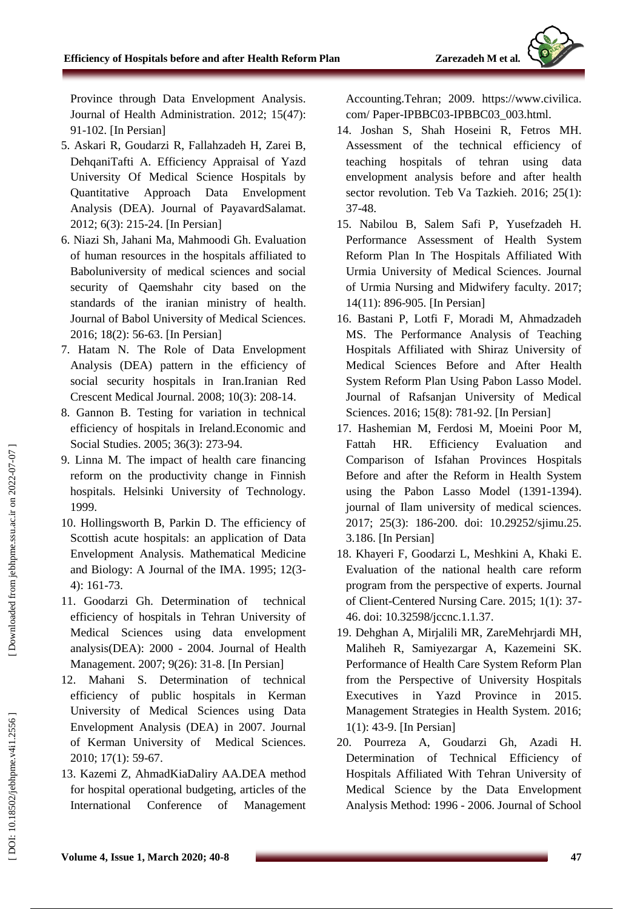Province through Data Envelopment Analysis. Journal of Health Administration. 2012; 15(47): 91-102. [In Persian]

5. Askari R, Goudarzi R, Fallahzadeh H, Zarei B, DehqaniTafti A. Efficiency Appraisal of Yazd University Of Medical Science Hospitals by Quantitative Approach Data Envelopment Analysis (DEA). Journal of PayavardSalamat. 2012; 6(3): 215-24. [In Persian]
6. Niazi Sh, Jahani Ma, Mahmoodi Gh. Evaluation of human resources in the hospitals affiliated to Baboluniversity of medical sciences and social security of Qaemshahr city based on the standards of the iranian ministry of health. Journal of Babol University of Medical Sciences. 2016; 18(2): 56-63. [In Persian]
7. Hatam N. The Role of Data Envelopment Analysis (DEA) pattern in the efficiency of social security hospitals in Iran.Iranian Red Crescent Medical Journal. 2008; 10(3): 208-14.
8. Gannon B. Testing for variation in technical efficiency of hospitals in Ireland.Economic and Social Studies. 2005; 36(3): 273-94.
9. Linna M. The impact of health care financing reform on the productivity change in Finnish hospitals. Helsinki University of Technology. 1999.
10. Hollingsworth B, Parkin D. The efficiency of Scottish acute hospitals: an application of Data Envelopment Analysis. Mathematical Medicine and Biology: A Journal of the IMA. 1995; 12(3-4): 161-73.
11. Goodarzi Gh. Determination of technical efficiency of hospitals in Tehran University of Medical Sciences using data envelopment analysis(DEA): 2000 - 2004. Journal of Health Management. 2007; 9(26): 31-8. [In Persian]
12. Mahani S. Determination of technical efficiency of public hospitals in Kerman University of Medical Sciences using Data Envelopment Analysis (DEA) in 2007. Journal of Kerman University of Medical Sciences. 2010; 17(1): 59-67.
13. Kazemi Z, AhmadKiaDaliry AA.DEA method for hospital operational budgeting, articles of the International Conference of Management Accounting.Tehran; 2009. https://www.civilica.com/ Paper-IPBBC03-IPBBC03_003.html.
14. Joshan S, Shah Hoseini R, Fetros MH. Assessment of the technical efficiency of teaching hospitals of tehran using data envelopment analysis before and after health sector revolution. Teb Va Tazkieh. 2016; 25(1): 37-48.
15. Nabilou B, Salem Safi P, Yusefzadeh H. Performance Assessment of Health System Reform Plan In The Hospitals Affiliated With Urmia University of Medical Sciences. Journal of Urmia Nursing and Midwifery faculty. 2017; 14(11): 896-905. [In Persian]
16. Bastani P, Lotfi F, Moradi M, Ahmadzadeh MS. The Performance Analysis of Teaching Hospitals Affiliated with Shiraz University of Medical Sciences Before and After Health System Reform Plan Using Pabon Lasso Model. Journal of Rafsanjan University of Medical Sciences. 2016; 15(8): 781-92. [In Persian]
17. Hashemian M, Ferdosi M, Moeini Poor M, Fattah HR. Efficiency Evaluation and Comparison of Isfahan Provinces Hospitals Before and after the Reform in Health System using the Pabon Lasso Model (1391-1394). journal of Ilam university of medical sciences. 2017; 25(3): 186-200. doi: 10.29252/sjimu.25.3.186. [In Persian]
18. Khayeri F, Goodarzi L, Meshkini A, Khaki E. Evaluation of the national health care reform program from the perspective of experts. Journal of Client-Centered Nursing Care. 2015; 1(1): 37-46. doi: 10.32598/jccnc.1.1.37.
19. Dehghan A, Mirjalili MR, ZareMehrjardi MH, Maliheh R, Samiyezargar A, Kazemeini SK. Performance of Health Care System Reform Plan from the Perspective of University Hospitals Executives in Yazd Province in 2015. Management Strategies in Health System. 2016; 1(1): 43-9. [In Persian]
20. Pourreza A, Goudarzi Gh, Azadi H. Determination of Technical Efficiency of Hospitals Affiliated With Tehran University of Medical Science by the Data Envelopment Analysis Method: 1996 - 2006. Journal of School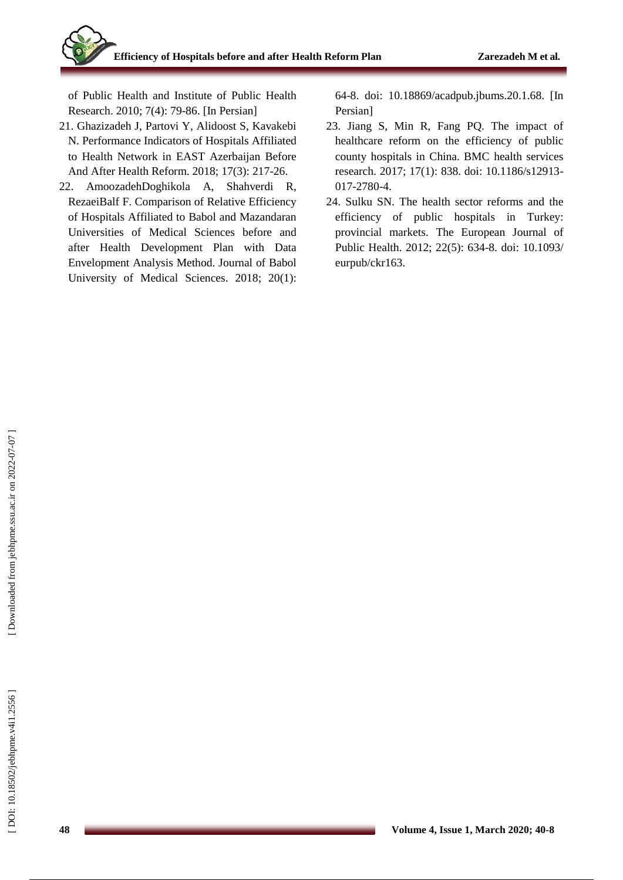of Public Health and Institute of Public Health Research. 2010; 7(4): 79-86. [In Persian]

21. Ghazizadeh J, Partovi Y, Alidoost S, Kavakebi N. Performance Indicators of Hospitals Affiliated to Health Network in EAST Azerbaijan Before And After Health Reform. 2018; 17(3): 217-26.

22. AmoozadehDoghikola A, Shahverdi R, RezaeiBalf F. Comparison of Relative Efficiency of Hospitals Affiliated to Babol and Mazandaran Universities of Medical Sciences before and after Health Development Plan with Data Envelopment Analysis Method. Journal of Babol University of Medical Sciences. 2018; 20(1): 64-8. doi: 10.18869/acadpub.jbums.20.1.68. [In Persian]

23. Jiang S, Min R, Fang PQ. The impact of healthcare reform on the efficiency of public county hospitals in China. BMC health services research. 2017; 17(1): 838. doi: 10.1186/s12913-017-2780-4.

24. Sulku SN. The health sector reforms and the efficiency of public hospitals in Turkey: provincial markets. The European Journal of Public Health. 2012; 22(5): 634-8. doi: 10.1093/eurpub/ckr163.